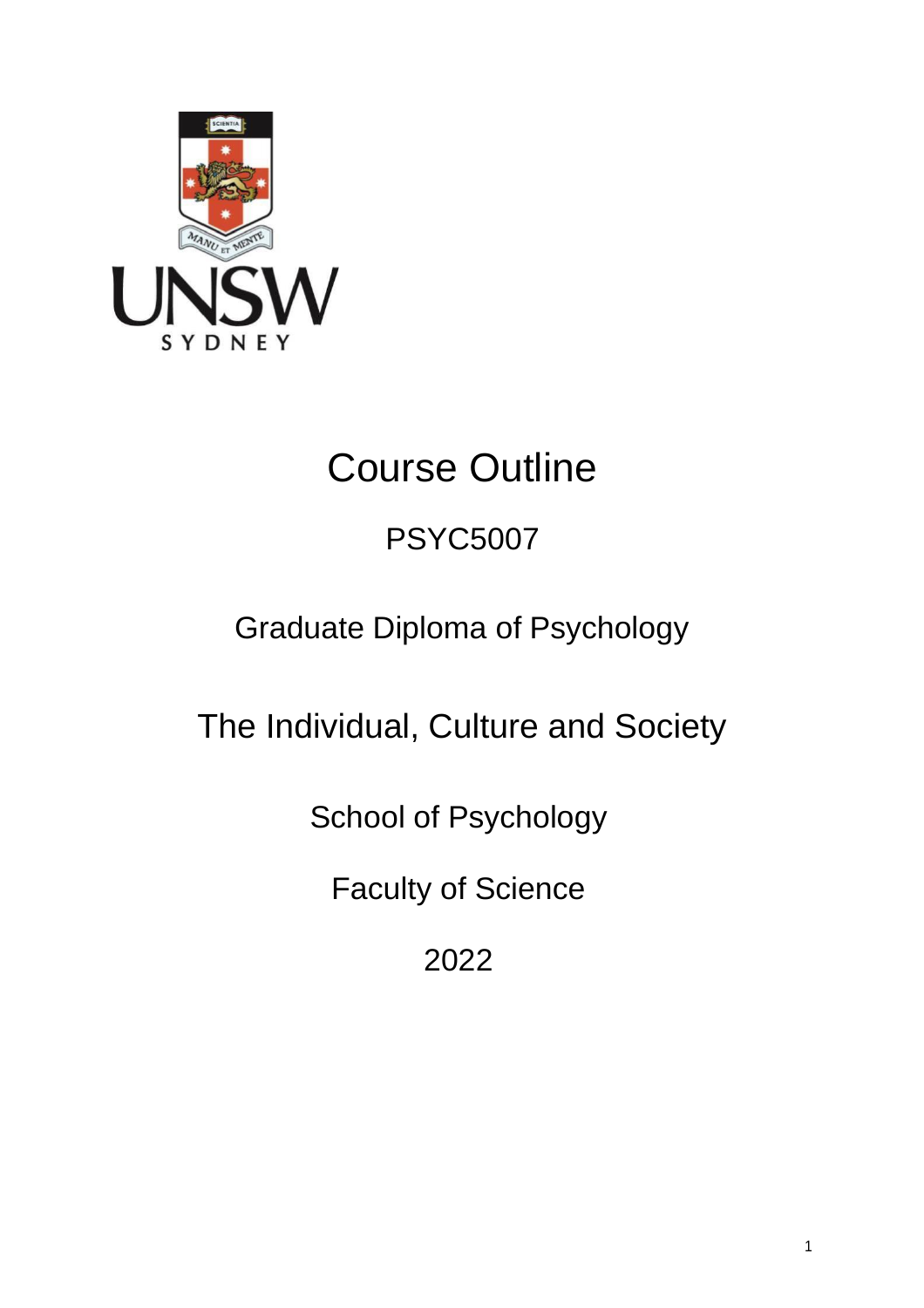# Course Outline

## PSYC5007

Graduate Diploma of Psychology

The Individual, Culture and Society

School of Psychology

Faculty of Science

2022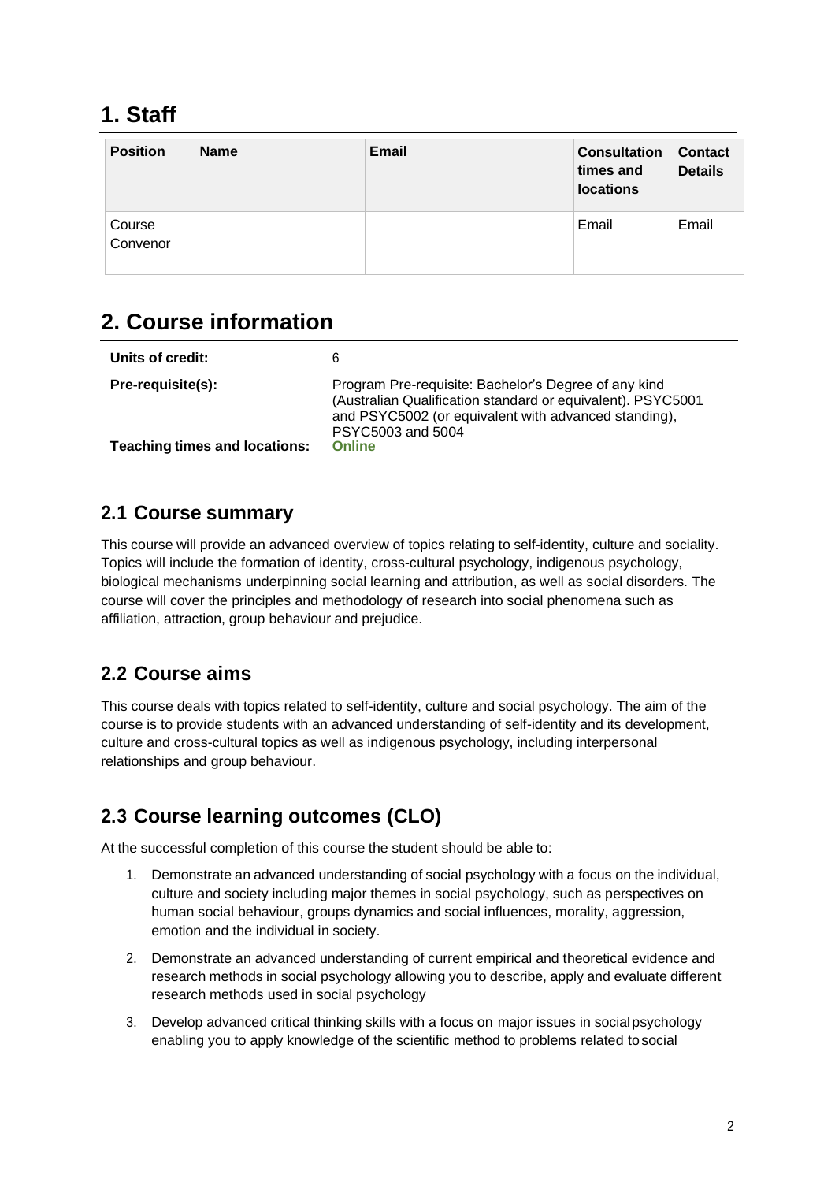# 1. Staff

| Position | Name | Email | Consultation times and locations | Contact Details |
|---|---|---|---|---|
| Course Convenor | | | Email | Email |

# 2. Course information

| | |
|---|---|
| **Units of credit:** | 6 |
| **Pre-requisite(s):** | Program Pre-requisite: Bachelor's Degree of any kind (Australian Qualification standard or equivalent). PSYC5001 and PSYC5002 (or equivalent with advanced standing), PSYC5003 and 5004 |
| **Teaching times and locations:** | **Online** |

## 2.1 Course summary

This course will provide an advanced overview of topics relating to self-identity, culture and sociality. Topics will include the formation of identity, cross-cultural psychology, indigenous psychology, biological mechanisms underpinning social learning and attribution, as well as social disorders. The course will cover the principles and methodology of research into social phenomena such as affiliation, attraction, group behaviour and prejudice.

## 2.2 Course aims

This course deals with topics related to self-identity, culture and social psychology. The aim of the course is to provide students with an advanced understanding of self-identity and its development, culture and cross-cultural topics as well as indigenous psychology, including interpersonal relationships and group behaviour.

## 2.3 Course learning outcomes (CLO)

At the successful completion of this course the student should be able to:

1. Demonstrate an advanced understanding of social psychology with a focus on the individual, culture and society including major themes in social psychology, such as perspectives on human social behaviour, groups dynamics and social influences, morality, aggression, emotion and the individual in society.
2. Demonstrate an advanced understanding of current empirical and theoretical evidence and research methods in social psychology allowing you to describe, apply and evaluate different research methods used in social psychology
3. Develop advanced critical thinking skills with a focus on major issues in social psychology enabling you to apply knowledge of the scientific method to problems related to social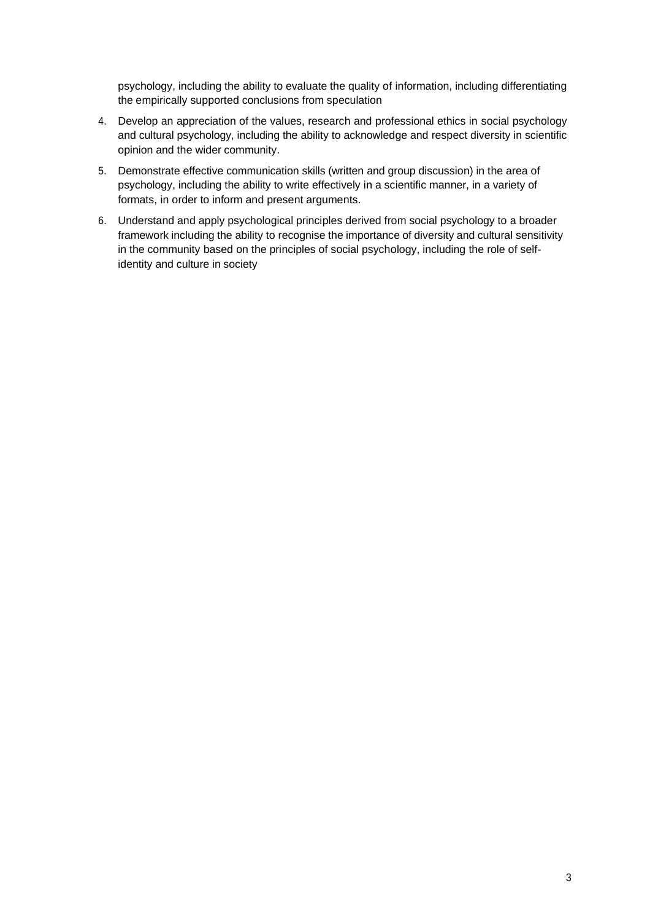psychology, including the ability to evaluate the quality of information, including differentiating the empirically supported conclusions from speculation

4. Develop an appreciation of the values, research and professional ethics in social psychology and cultural psychology, including the ability to acknowledge and respect diversity in scientific opinion and the wider community.
5. Demonstrate effective communication skills (written and group discussion) in the area of psychology, including the ability to write effectively in a scientific manner, in a variety of formats, in order to inform and present arguments.
6. Understand and apply psychological principles derived from social psychology to a broader framework including the ability to recognise the importance of diversity and cultural sensitivity in the community based on the principles of social psychology, including the role of self-identity and culture in society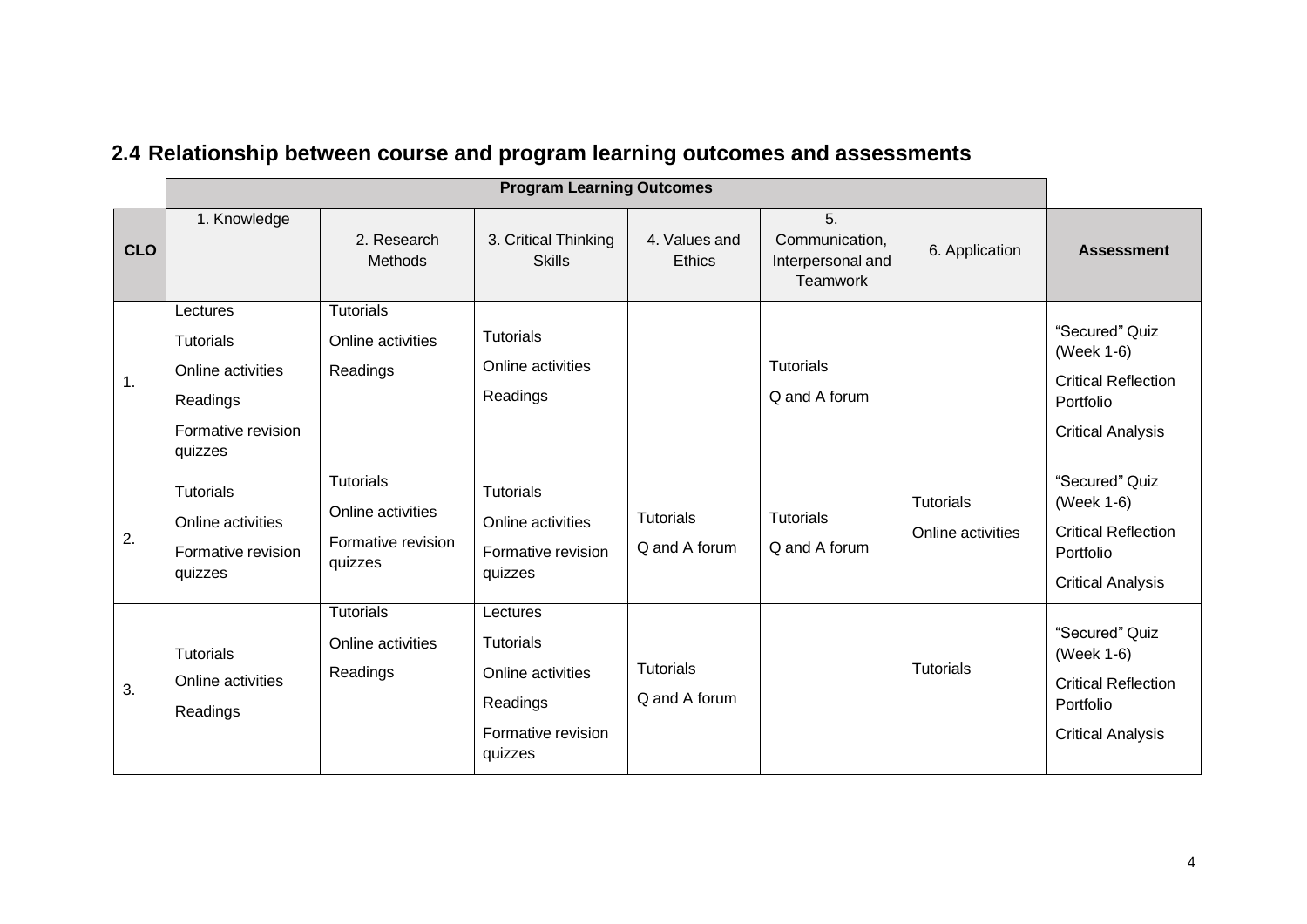## 2.4 Relationship between course and program learning outcomes and assessments

| | Program Learning Outcomes | | | | | | |
|---|---|---|---|---|---|---|---|
| **CLO** | 1. Knowledge | 2. Research Methods | 3. Critical Thinking Skills | 4. Values and Ethics | 5. Communication, Interpersonal and Teamwork | 6. Application | **Assessment** |
| 1. | Lectures<br>Tutorials<br>Online activities<br>Readings<br>Formative revision quizzes | Tutorials<br>Online activities<br>Readings | Tutorials<br>Online activities<br>Readings | | Tutorials<br>Q and A forum | | "Secured" Quiz (Week 1-6)<br>Critical Reflection Portfolio<br>Critical Analysis |
| 2. | Tutorials<br>Online activities<br>Formative revision quizzes | Tutorials<br>Online activities<br>Formative revision quizzes | Tutorials<br>Online activities<br>Formative revision quizzes | Tutorials<br>Q and A forum | Tutorials<br>Q and A forum | Tutorials<br>Online activities | "Secured" Quiz (Week 1-6)<br>Critical Reflection Portfolio<br>Critical Analysis |
| 3. | Tutorials<br>Online activities<br>Readings | Tutorials<br>Online activities<br>Readings | Lectures<br>Tutorials<br>Online activities<br>Readings<br>Formative revision quizzes | Tutorials<br>Q and A forum | | Tutorials | "Secured" Quiz (Week 1-6)<br>Critical Reflection Portfolio<br>Critical Analysis |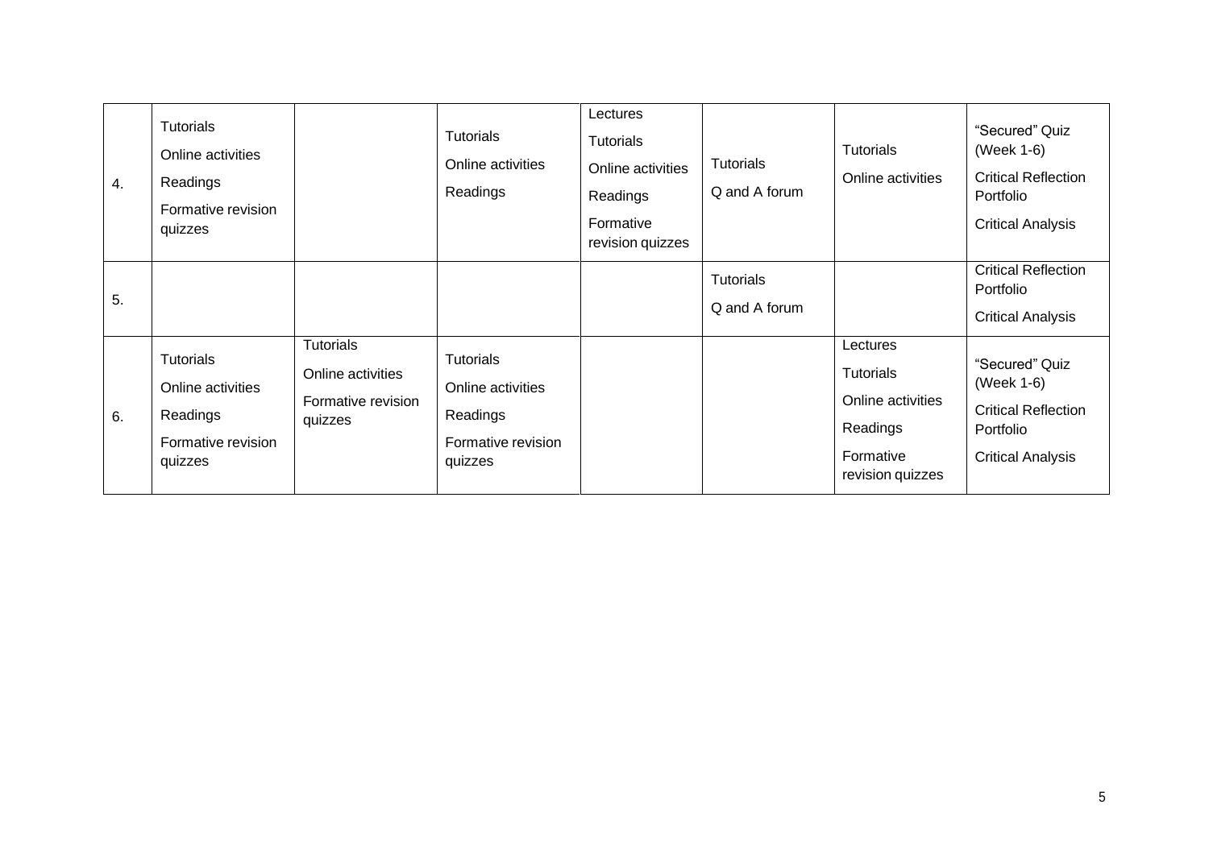| | | | | | | | |
|---|---|---|---|---|---|---|---|
| 4. | Tutorials<br>Online activities<br>Readings<br>Formative revision quizzes | | Tutorials<br>Online activities<br>Readings | Lectures<br>Tutorials<br>Online activities<br>Readings<br>Formative revision quizzes | Tutorials<br>Q and A forum | Tutorials<br>Online activities | “Secured” Quiz (Week 1-6)<br>Critical Reflection Portfolio<br>Critical Analysis |
| 5. | | | | | Tutorials<br>Q and A forum | | Critical Reflection Portfolio<br>Critical Analysis |
| 6. | Tutorials<br>Online activities<br>Readings<br>Formative revision quizzes | Tutorials<br>Online activities<br>Formative revision quizzes | Tutorials<br>Online activities<br>Readings<br>Formative revision quizzes | | | Lectures<br>Tutorials<br>Online activities<br>Readings<br>Formative revision quizzes | “Secured” Quiz (Week 1-6)<br>Critical Reflection Portfolio<br>Critical Analysis |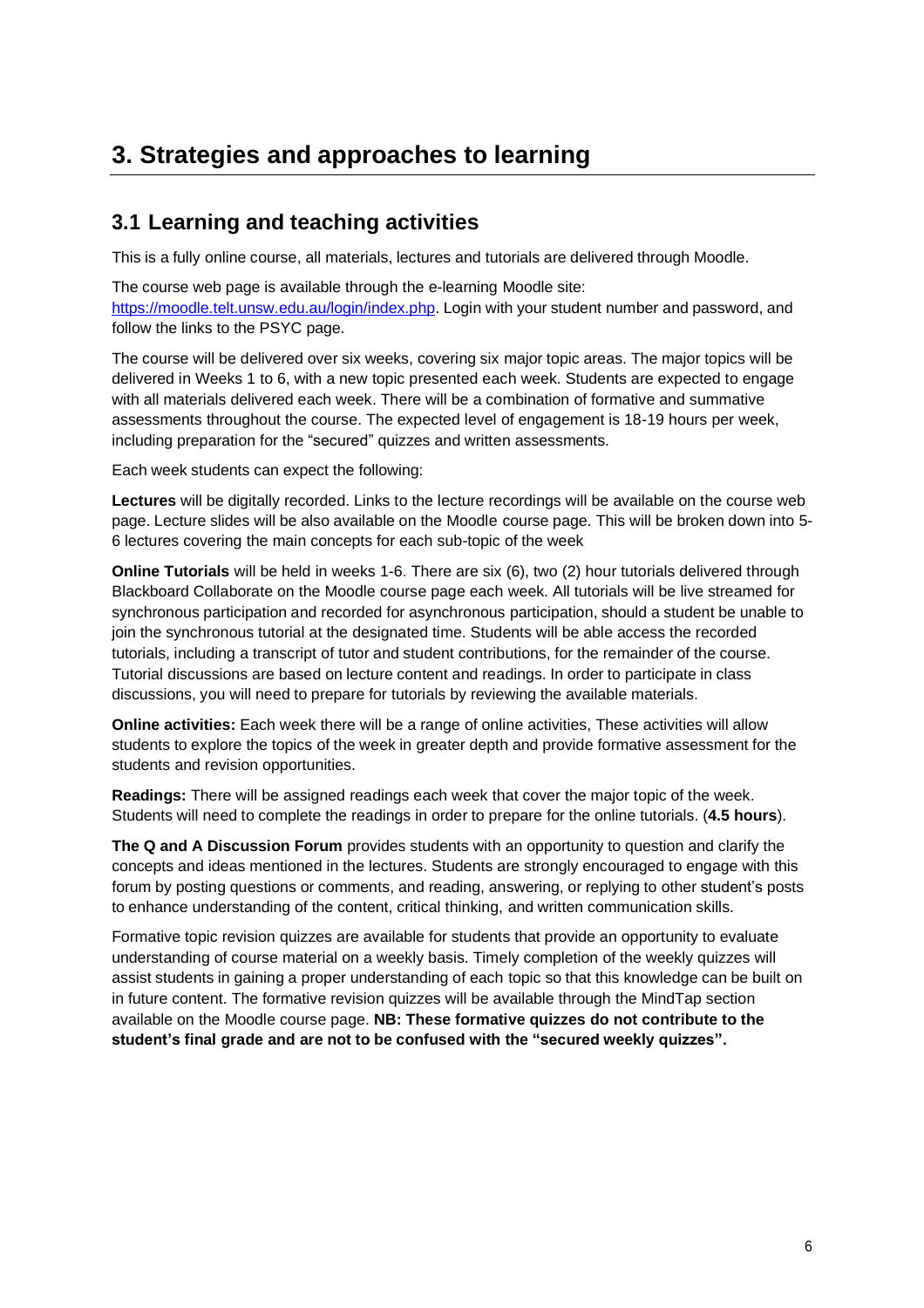# 3. Strategies and approaches to learning

## 3.1 Learning and teaching activities

This is a fully online course, all materials, lectures and tutorials are delivered through Moodle.

The course web page is available through the e-learning Moodle site: https://moodle.telt.unsw.edu.au/login/index.php. Login with your student number and password, and follow the links to the PSYC page.

The course will be delivered over six weeks, covering six major topic areas. The major topics will be delivered in Weeks 1 to 6, with a new topic presented each week. Students are expected to engage with all materials delivered each week. There will be a combination of formative and summative assessments throughout the course. The expected level of engagement is 18-19 hours per week, including preparation for the "secured" quizzes and written assessments.

Each week students can expect the following:

**Lectures** will be digitally recorded. Links to the lecture recordings will be available on the course web page. Lecture slides will be also available on the Moodle course page. This will be broken down into 5-6 lectures covering the main concepts for each sub-topic of the week

**Online Tutorials** will be held in weeks 1-6. There are six (6), two (2) hour tutorials delivered through Blackboard Collaborate on the Moodle course page each week. All tutorials will be live streamed for synchronous participation and recorded for asynchronous participation, should a student be unable to join the synchronous tutorial at the designated time. Students will be able access the recorded tutorials, including a transcript of tutor and student contributions, for the remainder of the course. Tutorial discussions are based on lecture content and readings. In order to participate in class discussions, you will need to prepare for tutorials by reviewing the available materials.

**Online activities:** Each week there will be a range of online activities, These activities will allow students to explore the topics of the week in greater depth and provide formative assessment for the students and revision opportunities.

**Readings:** There will be assigned readings each week that cover the major topic of the week. Students will need to complete the readings in order to prepare for the online tutorials. (**4.5 hours**).

**The Q and A Discussion Forum** provides students with an opportunity to question and clarify the concepts and ideas mentioned in the lectures. Students are strongly encouraged to engage with this forum by posting questions or comments, and reading, answering, or replying to other student's posts to enhance understanding of the content, critical thinking, and written communication skills.

Formative topic revision quizzes are available for students that provide an opportunity to evaluate understanding of course material on a weekly basis. Timely completion of the weekly quizzes will assist students in gaining a proper understanding of each topic so that this knowledge can be built on in future content. The formative revision quizzes will be available through the MindTap section available on the Moodle course page. **NB: These formative quizzes do not contribute to the student's final grade and are not to be confused with the "secured weekly quizzes".**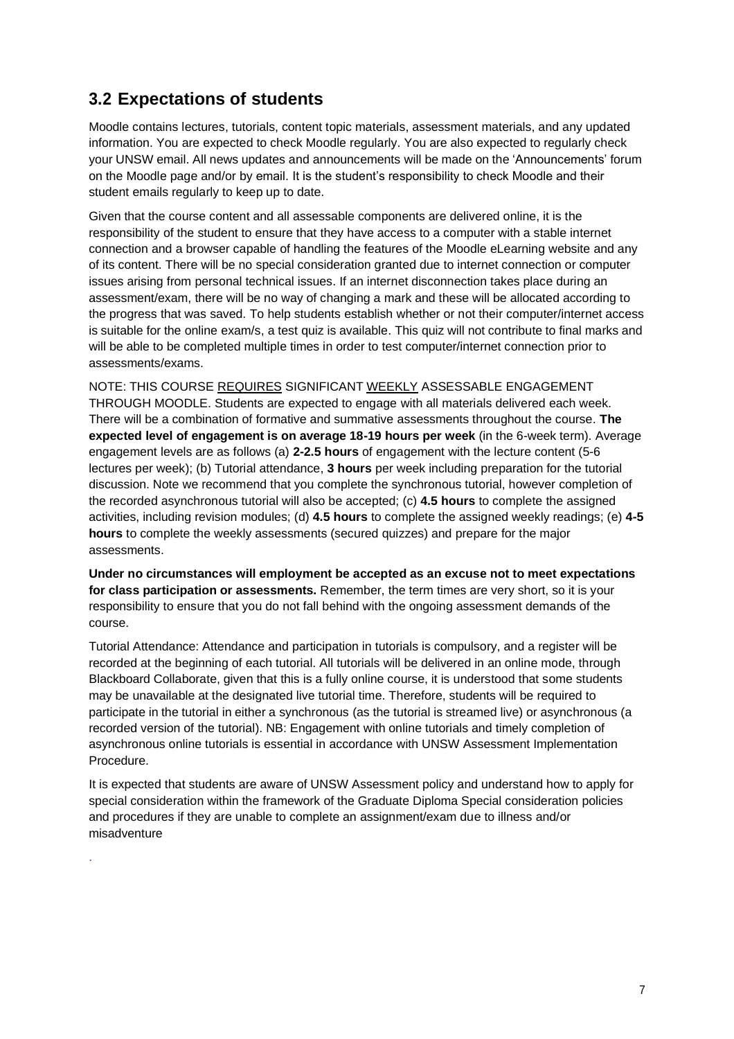## 3.2 Expectations of students

Moodle contains lectures, tutorials, content topic materials, assessment materials, and any updated information. You are expected to check Moodle regularly. You are also expected to regularly check your UNSW email. All news updates and announcements will be made on the 'Announcements' forum on the Moodle page and/or by email. It is the student's responsibility to check Moodle and their student emails regularly to keep up to date.

Given that the course content and all assessable components are delivered online, it is the responsibility of the student to ensure that they have access to a computer with a stable internet connection and a browser capable of handling the features of the Moodle eLearning website and any of its content. There will be no special consideration granted due to internet connection or computer issues arising from personal technical issues. If an internet disconnection takes place during an assessment/exam, there will be no way of changing a mark and these will be allocated according to the progress that was saved. To help students establish whether or not their computer/internet access is suitable for the online exam/s, a test quiz is available. This quiz will not contribute to final marks and will be able to be completed multiple times in order to test computer/internet connection prior to assessments/exams.

NOTE: THIS COURSE <u>REQUIRES</u> SIGNIFICANT <u>WEEKLY</u> ASSESSABLE ENGAGEMENT THROUGH MOODLE. Students are expected to engage with all materials delivered each week. There will be a combination of formative and summative assessments throughout the course. **The expected level of engagement is on average 18-19 hours per week** (in the 6-week term). Average engagement levels are as follows (a) **2-2.5 hours** of engagement with the lecture content (5-6 lectures per week); (b) Tutorial attendance, **3 hours** per week including preparation for the tutorial discussion. Note we recommend that you complete the synchronous tutorial, however completion of the recorded asynchronous tutorial will also be accepted; (c) **4.5 hours** to complete the assigned activities, including revision modules; (d) **4.5 hours** to complete the assigned weekly readings; (e) **4-5 hours** to complete the weekly assessments (secured quizzes) and prepare for the major assessments.

**Under no circumstances will employment be accepted as an excuse not to meet expectations for class participation or assessments.** Remember, the term times are very short, so it is your responsibility to ensure that you do not fall behind with the ongoing assessment demands of the course.

Tutorial Attendance: Attendance and participation in tutorials is compulsory, and a register will be recorded at the beginning of each tutorial. All tutorials will be delivered in an online mode, through Blackboard Collaborate, given that this is a fully online course, it is understood that some students may be unavailable at the designated live tutorial time. Therefore, students will be required to participate in the tutorial in either a synchronous (as the tutorial is streamed live) or asynchronous (a recorded version of the tutorial). NB: Engagement with online tutorials and timely completion of asynchronous online tutorials is essential in accordance with UNSW Assessment Implementation Procedure.

It is expected that students are aware of UNSW Assessment policy and understand how to apply for special consideration within the framework of the Graduate Diploma Special consideration policies and procedures if they are unable to complete an assignment/exam due to illness and/or misadventure

.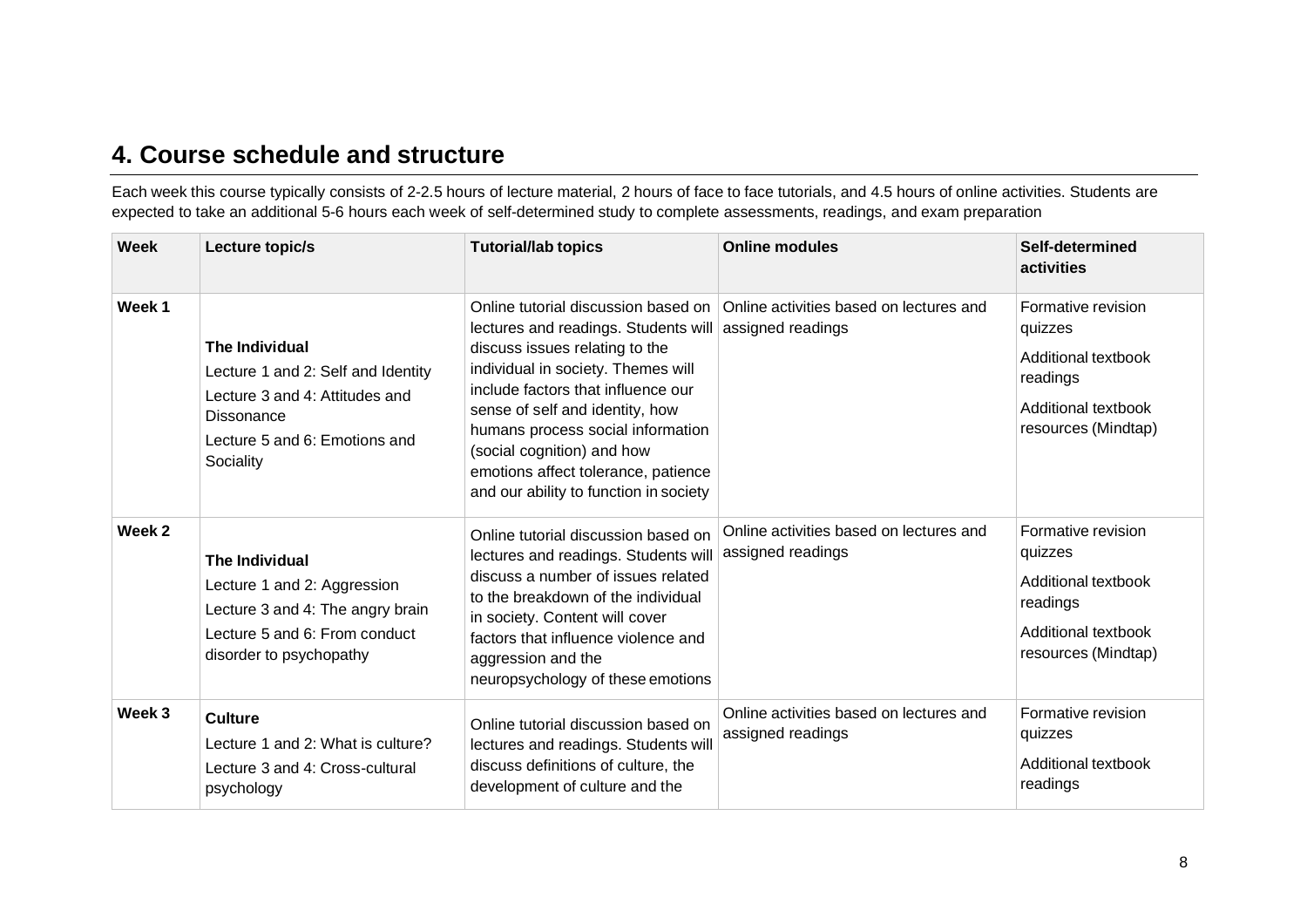## 4. Course schedule and structure

Each week this course typically consists of 2-2.5 hours of lecture material, 2 hours of face to face tutorials, and 4.5 hours of online activities. Students are expected to take an additional 5-6 hours each week of self-determined study to complete assessments, readings, and exam preparation

| Week | Lecture topic/s | Tutorial/lab topics | Online modules | Self-determined activities |
|---|---|---|---|---|
| Week 1 | **The Individual**<br>Lecture 1 and 2: Self and Identity<br>Lecture 3 and 4: Attitudes and Dissonance<br>Lecture 5 and 6: Emotions and Sociality | Online tutorial discussion based on lectures and readings. Students will discuss issues relating to the individual in society. Themes will include factors that influence our sense of self and identity, how humans process social information (social cognition) and how emotions affect tolerance, patience and our ability to function in society | Online activities based on lectures and assigned readings | Formative revision quizzes<br>Additional textbook readings<br>Additional textbook resources (Mindtap) |
| Week 2 | **The Individual**<br>Lecture 1 and 2: Aggression<br>Lecture 3 and 4: The angry brain<br>Lecture 5 and 6: From conduct disorder to psychopathy | Online tutorial discussion based on lectures and readings. Students will discuss a number of issues related to the breakdown of the individual in society. Content will cover factors that influence violence and aggression and the neuropsychology of these emotions | Online activities based on lectures and assigned readings | Formative revision quizzes<br>Additional textbook readings<br>Additional textbook resources (Mindtap) |
| Week 3 | **Culture**<br>Lecture 1 and 2: What is culture?<br>Lecture 3 and 4: Cross-cultural psychology | Online tutorial discussion based on lectures and readings. Students will discuss definitions of culture, the development of culture and the | Online activities based on lectures and assigned readings | Formative revision quizzes<br>Additional textbook readings |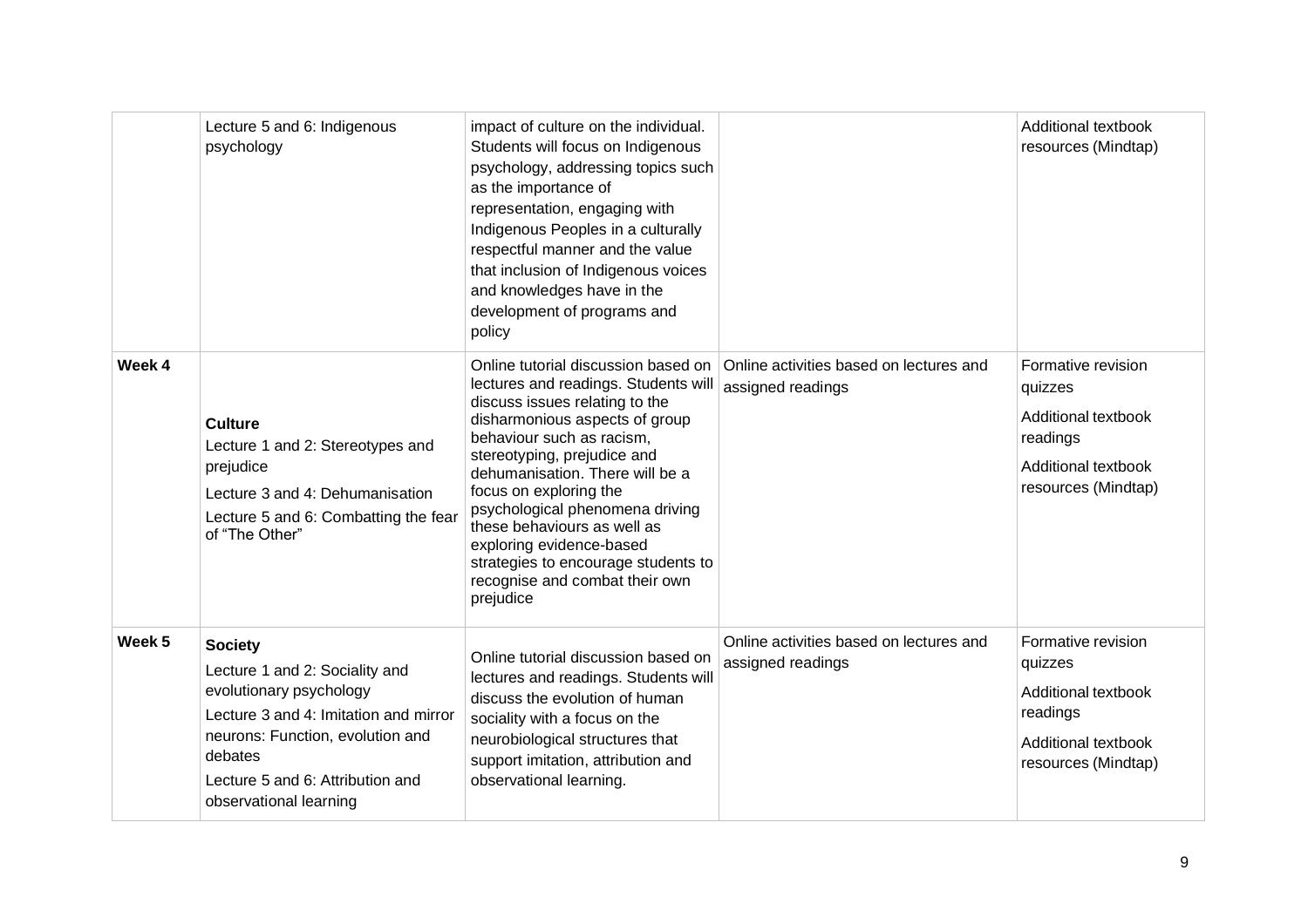| | | | | |
|---|---|---|---|---|
| | Lecture 5 and 6: Indigenous psychology | impact of culture on the individual. Students will focus on Indigenous psychology, addressing topics such as the importance of representation, engaging with Indigenous Peoples in a culturally respectful manner and the value that inclusion of Indigenous voices and knowledges have in the development of programs and policy | | Additional textbook resources (Mindtap) |
| **Week 4** | **Culture**<br>Lecture 1 and 2: Stereotypes and prejudice<br>Lecture 3 and 4: Dehumanisation<br>Lecture 5 and 6: Combatting the fear of "The Other" | Online tutorial discussion based on lectures and readings. Students will discuss issues relating to the disharmonious aspects of group behaviour such as racism, stereotyping, prejudice and dehumanisation. There will be a focus on exploring the psychological phenomena driving these behaviours as well as exploring evidence-based strategies to encourage students to recognise and combat their own prejudice | Online activities based on lectures and assigned readings | Formative revision quizzes<br>Additional textbook readings<br>Additional textbook resources (Mindtap) |
| **Week 5** | **Society**<br>Lecture 1 and 2: Sociality and evolutionary psychology<br>Lecture 3 and 4: Imitation and mirror neurons: Function, evolution and debates<br>Lecture 5 and 6: Attribution and observational learning | Online tutorial discussion based on lectures and readings. Students will discuss the evolution of human sociality with a focus on the neurobiological structures that support imitation, attribution and observational learning. | Online activities based on lectures and assigned readings | Formative revision quizzes<br>Additional textbook readings<br>Additional textbook resources (Mindtap) |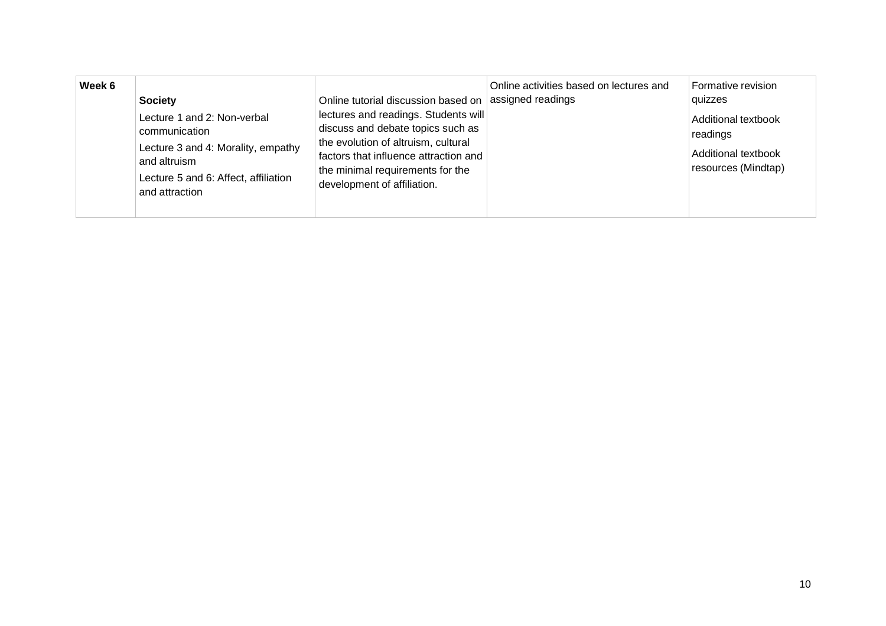| | | | | |
|---|---|---|---|---|
| **Week 6** | **Society**<br>Lecture 1 and 2: Non-verbal communication<br>Lecture 3 and 4: Morality, empathy and altruism<br>Lecture 5 and 6: Affect, affiliation and attraction | Online tutorial discussion based on lectures and readings. Students will discuss and debate topics such as the evolution of altruism, cultural factors that influence attraction and the minimal requirements for the development of affiliation. | Online activities based on lectures and assigned readings | Formative revision quizzes<br>Additional textbook readings<br>Additional textbook resources (Mindtap) |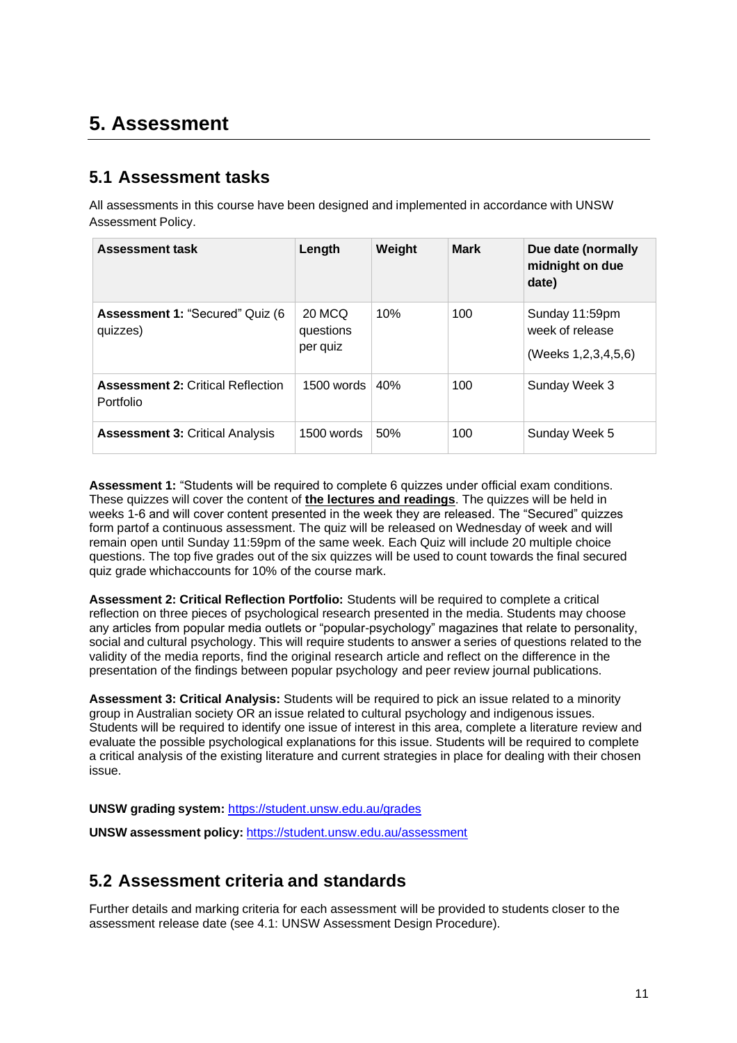# 5. Assessment

## 5.1 Assessment tasks

All assessments in this course have been designed and implemented in accordance with UNSW Assessment Policy.

| Assessment task | Length | Weight | Mark | Due date (normally midnight on due date) |
|---|---|---|---|---|
| **Assessment 1:** "Secured" Quiz (6 quizzes) | 20 MCQ questions per quiz | 10% | 100 | Sunday 11:59pm week of release<br><br>(Weeks 1,2,3,4,5,6) |
| **Assessment 2:** Critical Reflection Portfolio | 1500 words | 40% | 100 | Sunday Week 3 |
| **Assessment 3:** Critical Analysis | 1500 words | 50% | 100 | Sunday Week 5 |

**Assessment 1:** "Students will be required to complete 6 quizzes under official exam conditions. These quizzes will cover the content of **the lectures and readings**. The quizzes will be held in weeks 1-6 and will cover content presented in the week they are released. The "Secured" quizzes form partof a continuous assessment. The quiz will be released on Wednesday of week and will remain open until Sunday 11:59pm of the same week. Each Quiz will include 20 multiple choice questions. The top five grades out of the six quizzes will be used to count towards the final secured quiz grade whichaccounts for 10% of the course mark.

**Assessment 2: Critical Reflection Portfolio:** Students will be required to complete a critical reflection on three pieces of psychological research presented in the media. Students may choose any articles from popular media outlets or "popular-psychology" magazines that relate to personality, social and cultural psychology. This will require students to answer a series of questions related to the validity of the media reports, find the original research article and reflect on the difference in the presentation of the findings between popular psychology and peer review journal publications.

**Assessment 3: Critical Analysis:** Students will be required to pick an issue related to a minority group in Australian society OR an issue related to cultural psychology and indigenous issues. Students will be required to identify one issue of interest in this area, complete a literature review and evaluate the possible psychological explanations for this issue. Students will be required to complete a critical analysis of the existing literature and current strategies in place for dealing with their chosen issue.

**UNSW grading system:** https://student.unsw.edu.au/grades

**UNSW assessment policy:** https://student.unsw.edu.au/assessment

## 5.2 Assessment criteria and standards

Further details and marking criteria for each assessment will be provided to students closer to the assessment release date (see 4.1: UNSW Assessment Design Procedure).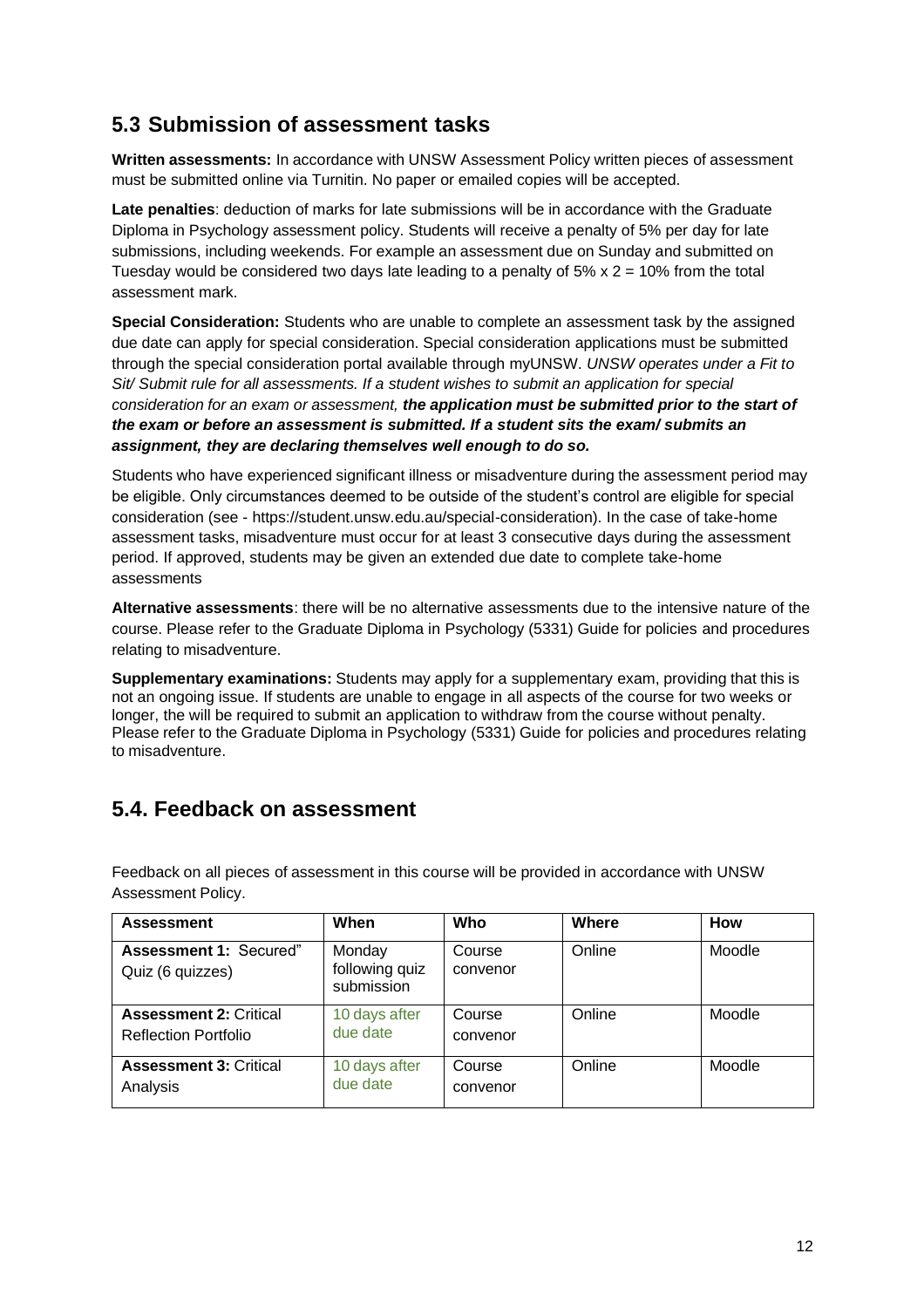## 5.3 Submission of assessment tasks

**Written assessments:** In accordance with UNSW Assessment Policy written pieces of assessment must be submitted online via Turnitin. No paper or emailed copies will be accepted.

**Late penalties**: deduction of marks for late submissions will be in accordance with the Graduate Diploma in Psychology assessment policy. Students will receive a penalty of 5% per day for late submissions, including weekends. For example an assessment due on Sunday and submitted on Tuesday would be considered two days late leading to a penalty of 5% x 2 = 10% from the total assessment mark.

**Special Consideration:** Students who are unable to complete an assessment task by the assigned due date can apply for special consideration. Special consideration applications must be submitted through the special consideration portal available through myUNSW. *UNSW operates under a Fit to Sit/ Submit rule for all assessments. If a student wishes to submit an application for special consideration for an exam or assessment,* ***the application must be submitted prior to the start of the exam or before an assessment is submitted. If a student sits the exam/ submits an assignment, they are declaring themselves well enough to do so.***

Students who have experienced significant illness or misadventure during the assessment period may be eligible. Only circumstances deemed to be outside of the student's control are eligible for special consideration (see - https://student.unsw.edu.au/special-consideration). In the case of take-home assessment tasks, misadventure must occur for at least 3 consecutive days during the assessment period. If approved, students may be given an extended due date to complete take-home assessments

**Alternative assessments**: there will be no alternative assessments due to the intensive nature of the course. Please refer to the Graduate Diploma in Psychology (5331) Guide for policies and procedures relating to misadventure.

**Supplementary examinations:** Students may apply for a supplementary exam, providing that this is not an ongoing issue. If students are unable to engage in all aspects of the course for two weeks or longer, the will be required to submit an application to withdraw from the course without penalty. Please refer to the Graduate Diploma in Psychology (5331) Guide for policies and procedures relating to misadventure.

## 5.4. Feedback on assessment

Feedback on all pieces of assessment in this course will be provided in accordance with UNSW Assessment Policy.

| Assessment | When | Who | Where | How |
|---|---|---|---|---|
| **Assessment 1:** Secured" Quiz (6 quizzes) | Monday following quiz submission | Course convenor | Online | Moodle |
| **Assessment 2:** Critical Reflection Portfolio | 10 days after due date | Course convenor | Online | Moodle |
| **Assessment 3:** Critical Analysis | 10 days after due date | Course convenor | Online | Moodle |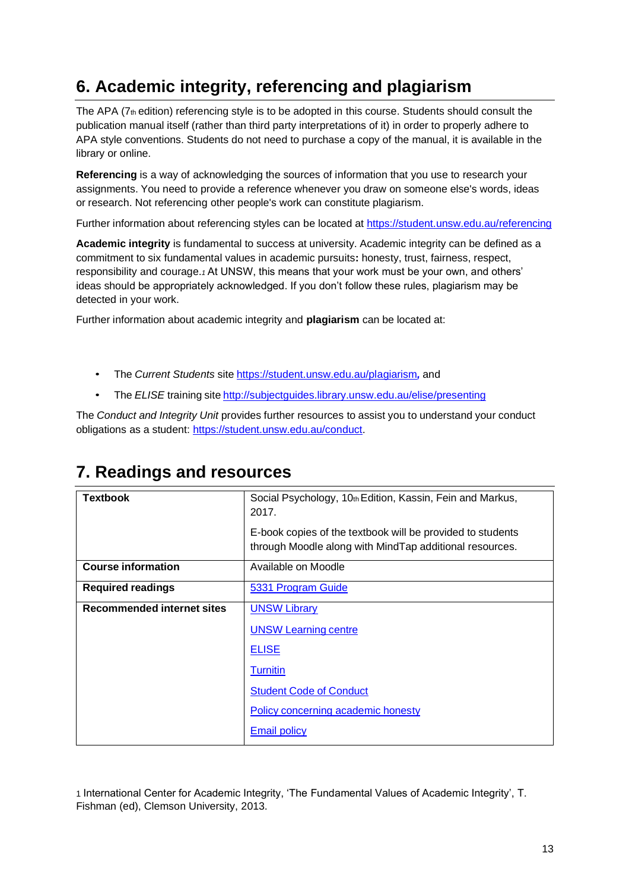## 6. Academic integrity, referencing and plagiarism

The APA (7th edition) referencing style is to be adopted in this course. Students should consult the publication manual itself (rather than third party interpretations of it) in order to properly adhere to APA style conventions. Students do not need to purchase a copy of the manual, it is available in the library or online.

**Referencing** is a way of acknowledging the sources of information that you use to research your assignments. You need to provide a reference whenever you draw on someone else's words, ideas or research. Not referencing other people's work can constitute plagiarism.

Further information about referencing styles can be located at https://student.unsw.edu.au/referencing

**Academic integrity** is fundamental to success at university. Academic integrity can be defined as a commitment to six fundamental values in academic pursuits**:** honesty, trust, fairness, respect, responsibility and courage.[1] At UNSW, this means that your work must be your own, and others' ideas should be appropriately acknowledged. If you don't follow these rules, plagiarism may be detected in your work.

Further information about academic integrity and **plagiarism** can be located at:

- The *Current Students* site https://student.unsw.edu.au/plagiarism*,* and
- The *ELISE* training site http://subjectguides.library.unsw.edu.au/elise/presenting

The *Conduct and Integrity Unit* provides further resources to assist you to understand your conduct obligations as a student: https://student.unsw.edu.au/conduct.

## 7. Readings and resources

| | |
|---|---|
| **Textbook** | Social Psychology, 10th Edition, Kassin, Fein and Markus, 2017.<br><br>E-book copies of the textbook will be provided to students through Moodle along with MindTap additional resources. |
| **Course information** | Available on Moodle |
| **Required readings** | 5331 Program Guide |
| **Recommended internet sites** | UNSW Library<br><br>UNSW Learning centre<br><br>ELISE<br><br>Turnitin<br><br>Student Code of Conduct<br><br>Policy concerning academic honesty<br><br>Email policy |

[1] International Center for Academic Integrity, 'The Fundamental Values of Academic Integrity', T. Fishman (ed), Clemson University, 2013.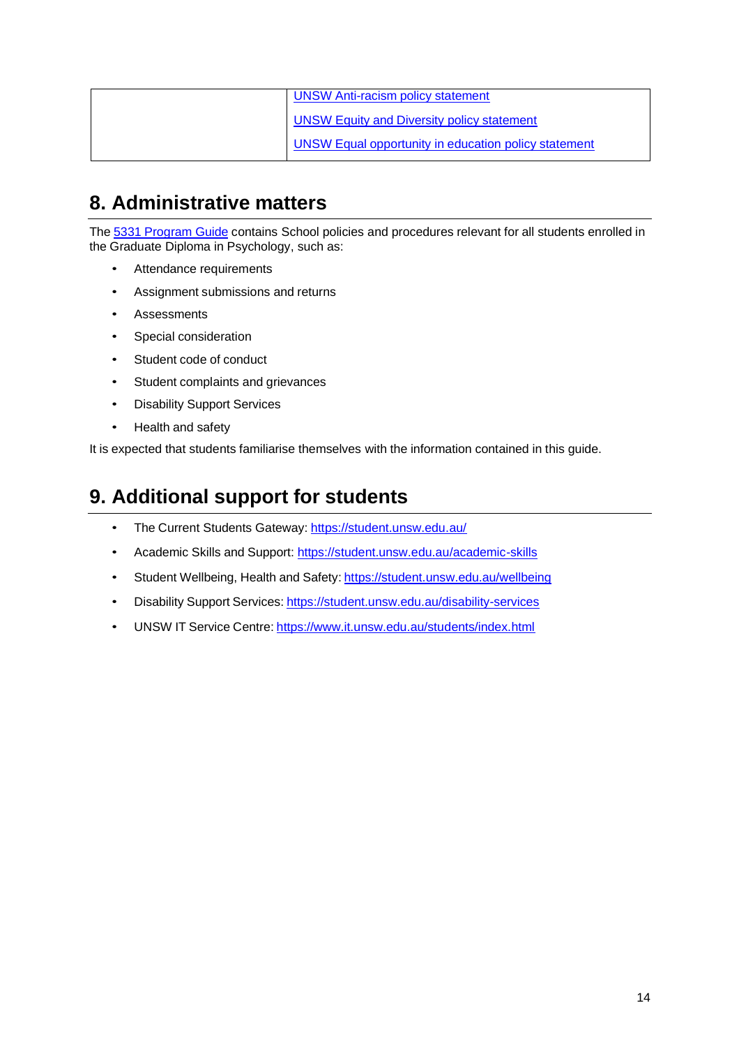| | |
|---|---|
| | [UNSW Anti-racism policy statement](#)<br>[UNSW Equity and Diversity policy statement](#)<br>[UNSW Equal opportunity in education policy statement](#) |

## 8. Administrative matters

The [5331 Program Guide](#) contains School policies and procedures relevant for all students enrolled in the Graduate Diploma in Psychology, such as:

- Attendance requirements
- Assignment submissions and returns
- Assessments
- Special consideration
- Student code of conduct
- Student complaints and grievances
- Disability Support Services
- Health and safety

It is expected that students familiarise themselves with the information contained in this guide.

## 9. Additional support for students

- The Current Students Gateway: https://student.unsw.edu.au/
- Academic Skills and Support: https://student.unsw.edu.au/academic-skills
- Student Wellbeing, Health and Safety: https://student.unsw.edu.au/wellbeing
- Disability Support Services: https://student.unsw.edu.au/disability-services
- UNSW IT Service Centre: https://www.it.unsw.edu.au/students/index.html